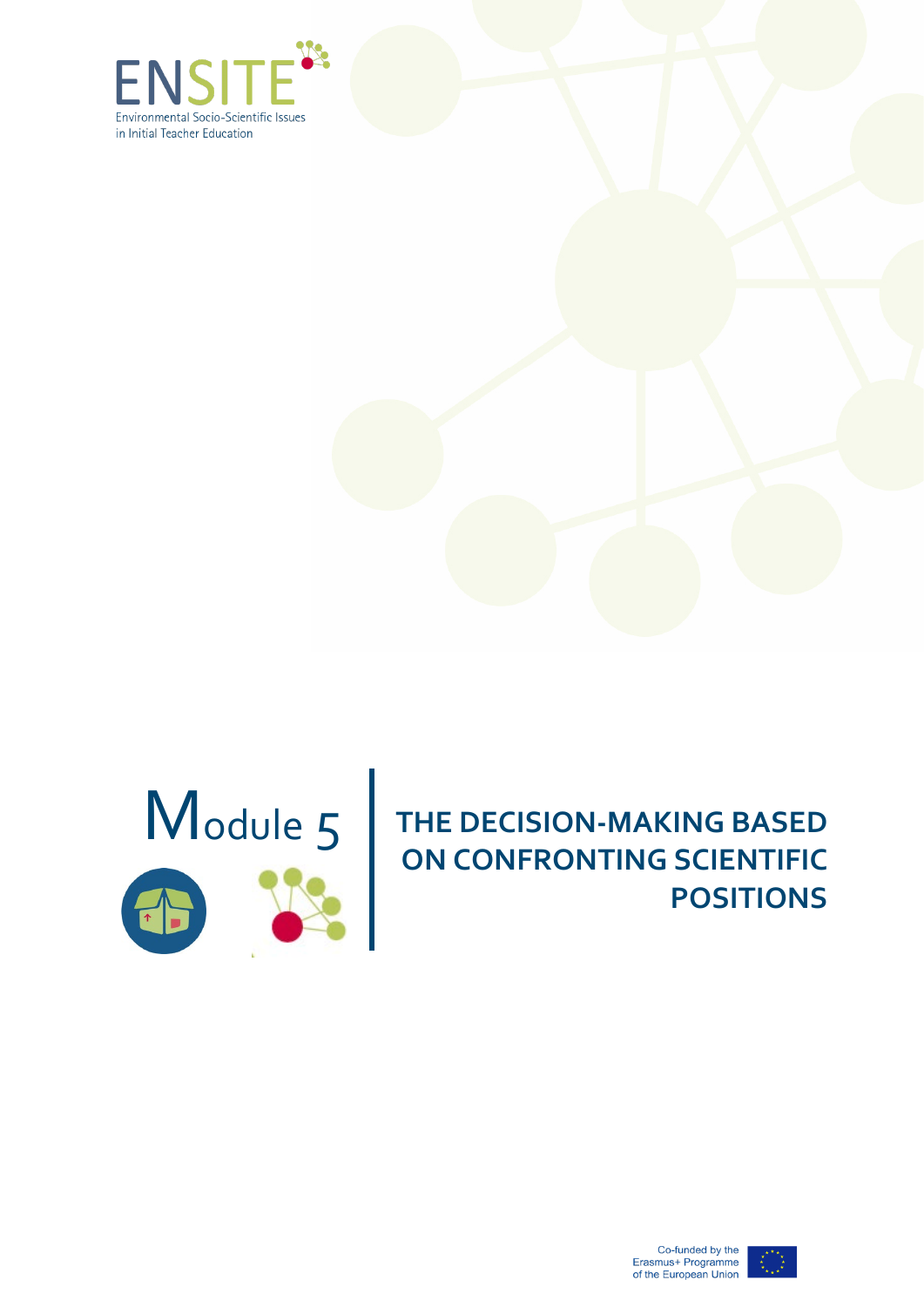ENSITE

Environmental Socio-Scientific Issues in Initial Teacher Education

# Module 5

# THE DECISION-MAKING BASED ON CONFRONTING SCIENTIFIC POSITIONS

Co-funded by the Erasmus+ Programme of the European Union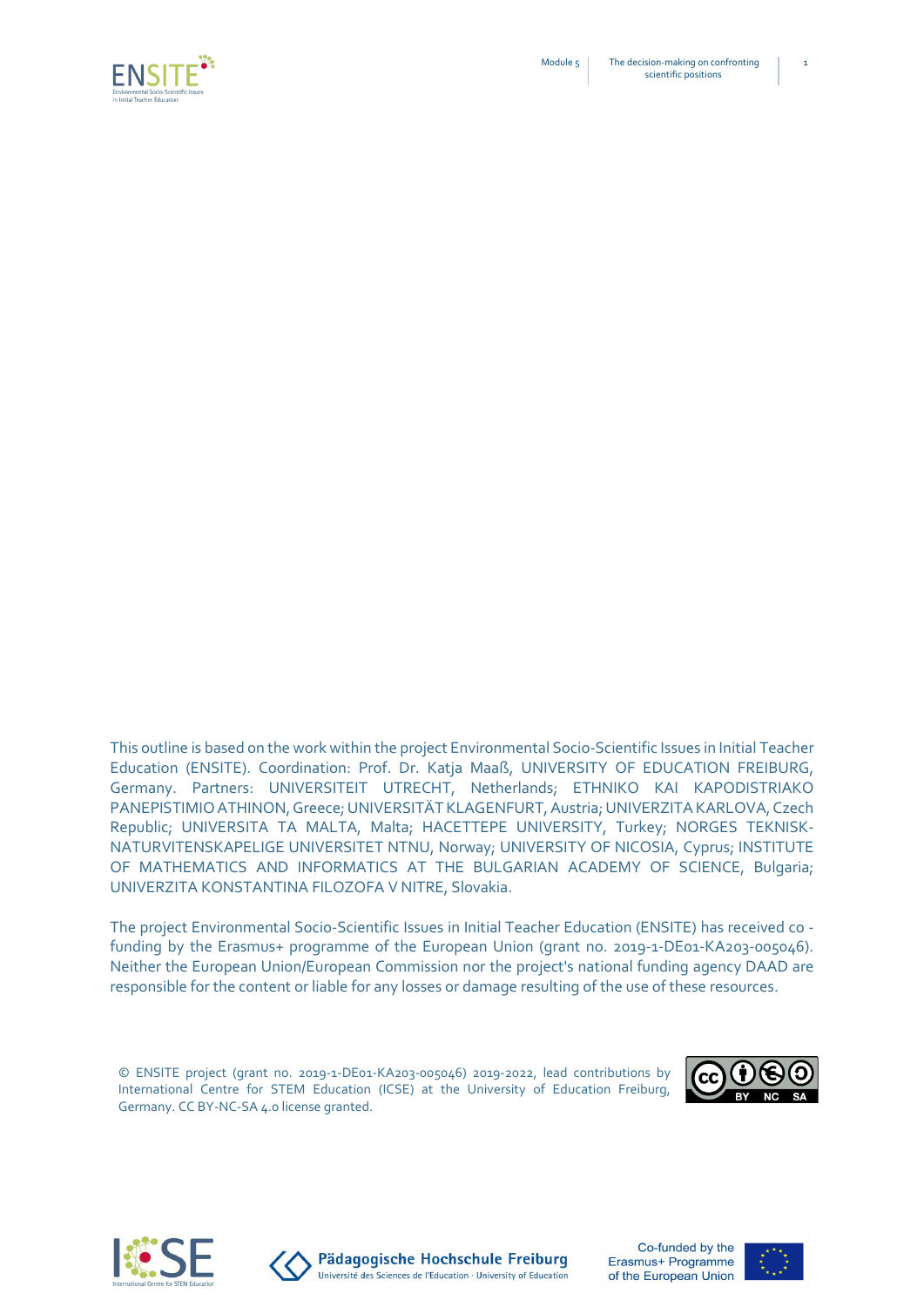This outline is based on the work within the project Environmental Socio-Scientific Issues in Initial Teacher Education (ENSITE). Coordination: Prof. Dr. Katja Maaß, UNIVERSITY OF EDUCATION FREIBURG, Germany. Partners: UNIVERSITEIT UTRECHT, Netherlands; ETHNIKO KAI KAPODISTRIAKO PANEPISTIMIO ATHINON, Greece; UNIVERSITÄT KLAGENFURT, Austria; UNIVERZITA KARLOVA, Czech Republic; UNIVERSITA TA MALTA, Malta; HACETTEPE UNIVERSITY, Turkey; NORGES TEKNISK-NATURVITENSKAPELIGE UNIVERSITET NTNU, Norway; UNIVERSITY OF NICOSIA, Cyprus; INSTITUTE OF MATHEMATICS AND INFORMATICS AT THE BULGARIAN ACADEMY OF SCIENCE, Bulgaria; UNIVERZITA KONSTANTINA FILOZOFA V NITRE, Slovakia.

The project Environmental Socio-Scientific Issues in Initial Teacher Education (ENSITE) has received co-funding by the Erasmus+ programme of the European Union (grant no. 2019-1-DE01-KA203-005046). Neither the European Union/European Commission nor the project's national funding agency DAAD are responsible for the content or liable for any losses or damage resulting of the use of these resources.

© ENSITE project (grant no. 2019-1-DE01-KA203-005046) 2019-2022, lead contributions by International Centre for STEM Education (ICSE) at the University of Education Freiburg, Germany. CC BY-NC-SA 4.0 license granted.

Co-funded by the Erasmus+ Programme of the European Union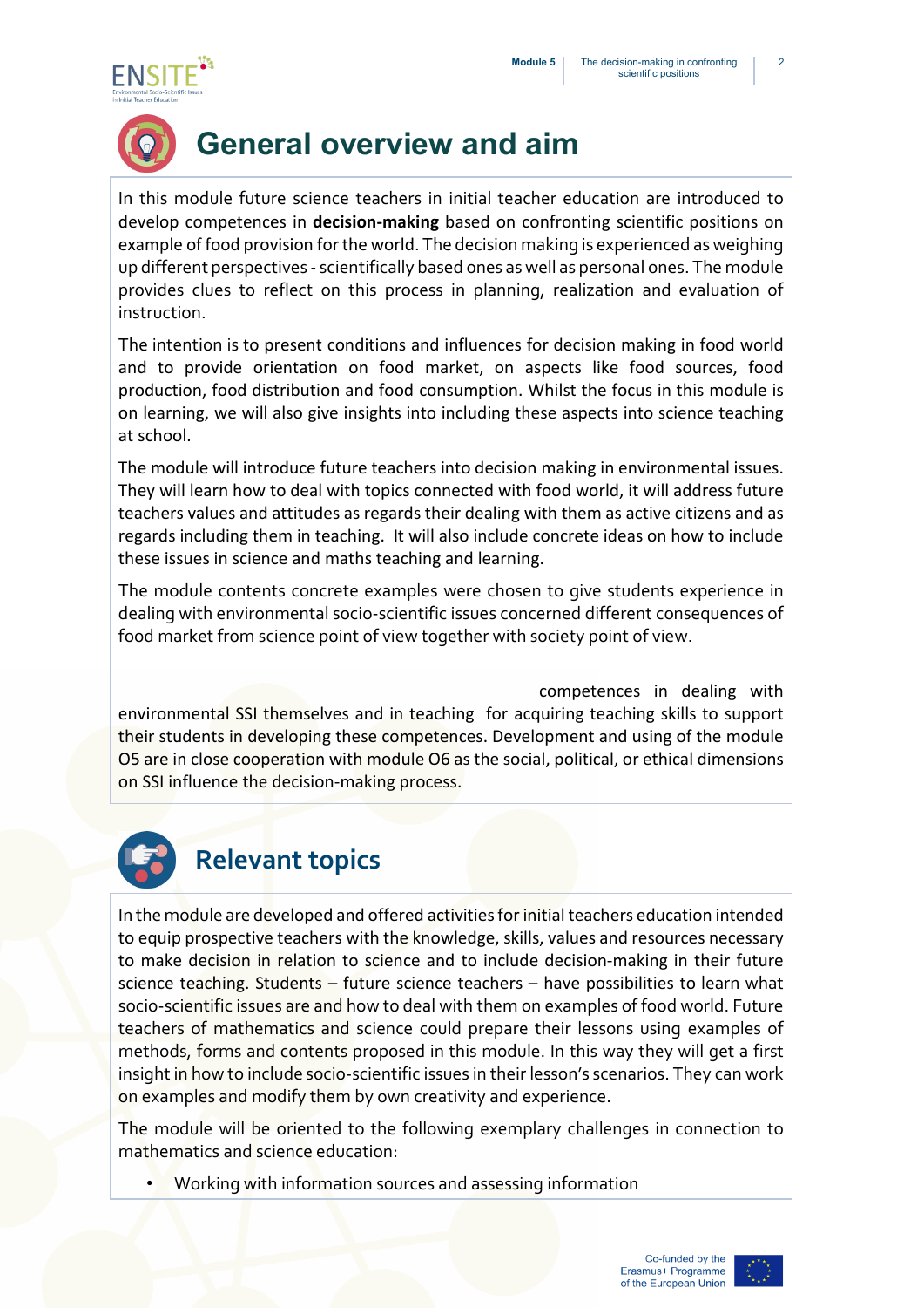# General overview and aim

In this module future science teachers in initial teacher education are introduced to develop competences in **decision-making** based on confronting scientific positions on example of food provision for the world. The decision making is experienced as weighing up different perspectives - scientifically based ones as well as personal ones. The module provides clues to reflect on this process in planning, realization and evaluation of instruction.

The intention is to present conditions and influences for decision making in food world and to provide orientation on food market, on aspects like food sources, food production, food distribution and food consumption. Whilst the focus in this module is on learning, we will also give insights into including these aspects into science teaching at school.

The module will introduce future teachers into decision making in environmental issues. They will learn how to deal with topics connected with food world, it will address future teachers values and attitudes as regards their dealing with them as active citizens and as regards including them in teaching. It will also include concrete ideas on how to include these issues in science and maths teaching and learning.

The module contents concrete examples were chosen to give students experience in dealing with environmental socio-scientific issues concerned different consequences of food market from science point of view together with society point of view.

competences in dealing with environmental SSI themselves and in teaching for acquiring teaching skills to support their students in developing these competences. Development and using of the module O5 are in close cooperation with module O6 as the social, political, or ethical dimensions on SSI influence the decision-making process.

# Relevant topics

In the module are developed and offered activities for initial teachers education intended to equip prospective teachers with the knowledge, skills, values and resources necessary to make decision in relation to science and to include decision-making in their future science teaching. Students – future science teachers – have possibilities to learn what socio-scientific issues are and how to deal with them on examples of food world. Future teachers of mathematics and science could prepare their lessons using examples of methods, forms and contents proposed in this module. In this way they will get a first insight in how to include socio-scientific issues in their lesson's scenarios. They can work on examples and modify them by own creativity and experience.

The module will be oriented to the following exemplary challenges in connection to mathematics and science education:

- Working with information sources and assessing information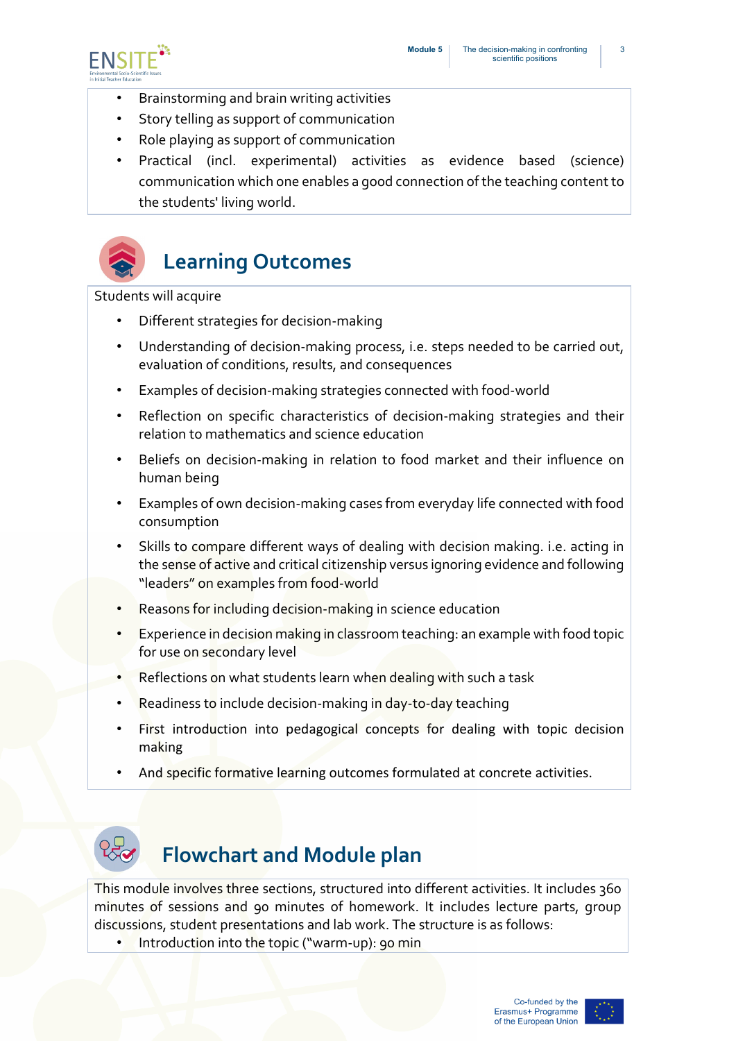- Brainstorming and brain writing activities
- Story telling as support of communication
- Role playing as support of communication
- Practical (incl. experimental) activities as evidence based (science) communication which one enables a good connection of the teaching content to the students' living world.

## Learning Outcomes

Students will acquire

- Different strategies for decision-making
- Understanding of decision-making process, i.e. steps needed to be carried out, evaluation of conditions, results, and consequences
- Examples of decision-making strategies connected with food-world
- Reflection on specific characteristics of decision-making strategies and their relation to mathematics and science education
- Beliefs on decision-making in relation to food market and their influence on human being
- Examples of own decision-making cases from everyday life connected with food consumption
- Skills to compare different ways of dealing with decision making. i.e. acting in the sense of active and critical citizenship versus ignoring evidence and following "leaders" on examples from food-world
- Reasons for including decision-making in science education
- Experience in decision making in classroom teaching: an example with food topic for use on secondary level
- Reflections on what students learn when dealing with such a task
- Readiness to include decision-making in day-to-day teaching
- First introduction into pedagogical concepts for dealing with topic decision making
- And specific formative learning outcomes formulated at concrete activities.

## Flowchart and Module plan

This module involves three sections, structured into different activities. It includes 360 minutes of sessions and 90 minutes of homework. It includes lecture parts, group discussions, student presentations and lab work. The structure is as follows:

- Introduction into the topic ("warm-up): 90 min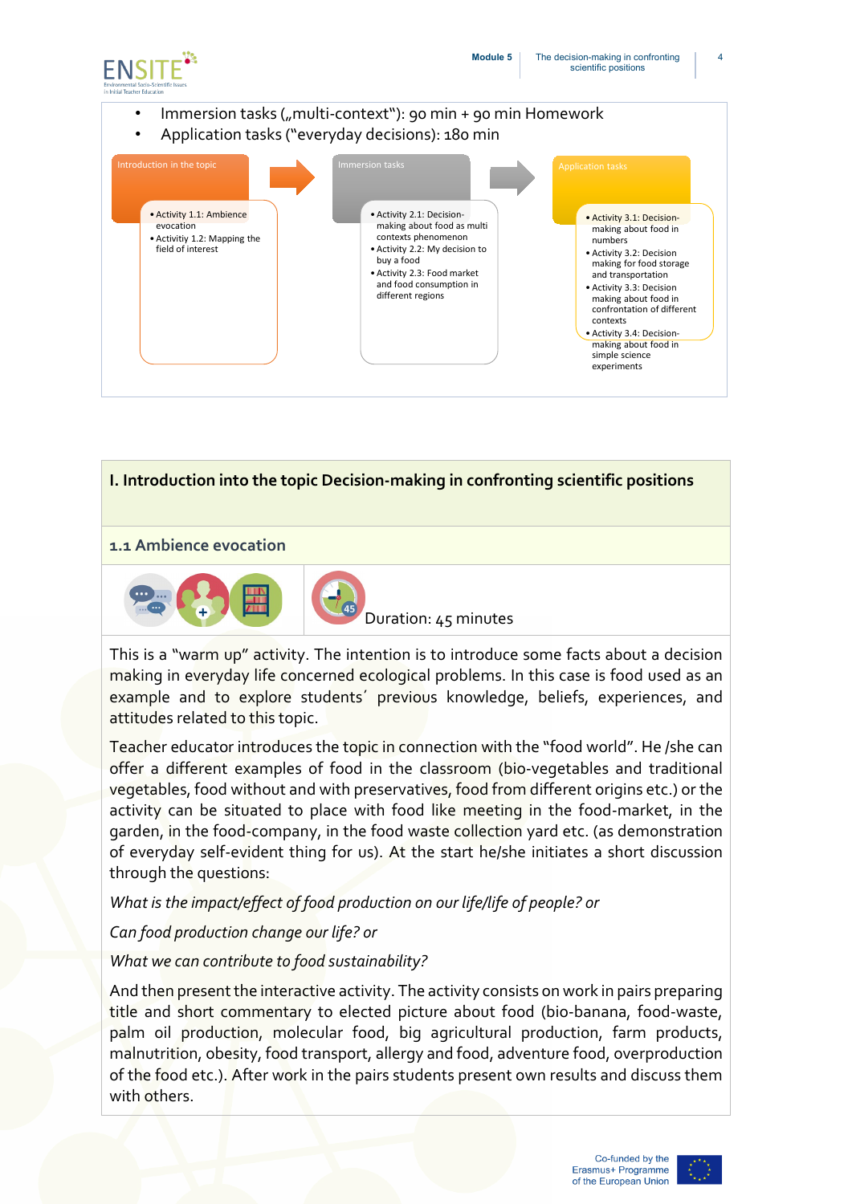- Immersion tasks („multi-context"): 90 min + 90 min Homework
- Application tasks ("everyday decisions): 180 min

**Introduction in the topic**

- Activity 1.1: Ambience evocation
- Activitiy 1.2: Mapping the field of interest

**Immersion tasks**

- Activity 2.1: Decision-making about food as multi contexts phenomenon
- Activity 2.2: My decision to buy a food
- Activity 2.3: Food market and food consumption in different regions

**Application tasks**

- Activity 3.1: Decision-making about food in numbers
- Activity 3.2: Decision making for food storage and transportation
- Activity 3.3: Decision making about food in confrontation of different contexts
- Activity 3.4: Decision-making about food in simple science experiments

## I. Introduction into the topic Decision-making in confronting scientific positions

### 1.1 Ambience evocation

Duration: 45 minutes

This is a "warm up" activity. The intention is to introduce some facts about a decision making in everyday life concerned ecological problems. In this case is food used as an example and to explore students´ previous knowledge, beliefs, experiences, and attitudes related to this topic.

Teacher educator introduces the topic in connection with the "food world". He /she can offer a different examples of food in the classroom (bio-vegetables and traditional vegetables, food without and with preservatives, food from different origins etc.) or the activity can be situated to place with food like meeting in the food-market, in the garden, in the food-company, in the food waste collection yard etc. (as demonstration of everyday self-evident thing for us). At the start he/she initiates a short discussion through the questions:

*What is the impact/effect of food production on our life/life of people? or*

*Can food production change our life? or*

*What we can contribute to food sustainability?*

And then present the interactive activity. The activity consists on work in pairs preparing title and short commentary to elected picture about food (bio-banana, food-waste, palm oil production, molecular food, big agricultural production, farm products, malnutrition, obesity, food transport, allergy and food, adventure food, overproduction of the food etc.). After work in the pairs students present own results and discuss them with others.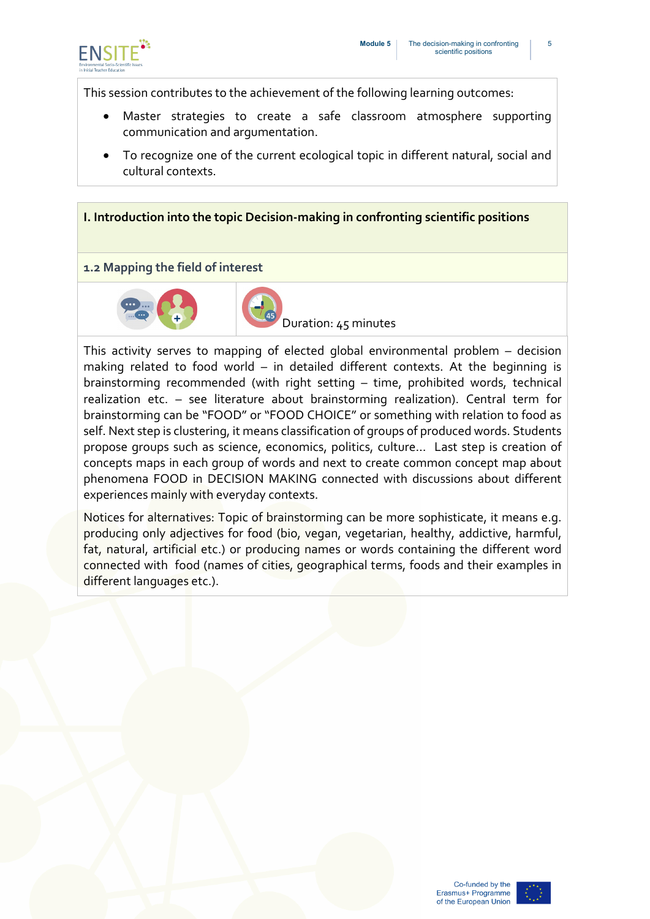This session contributes to the achievement of the following learning outcomes:

- Master strategies to create a safe classroom atmosphere supporting communication and argumentation.
- To recognize one of the current ecological topic in different natural, social and cultural contexts.

## I. Introduction into the topic Decision-making in confronting scientific positions

### 1.2 Mapping the field of interest

Duration: 45 minutes

This activity serves to mapping of elected global environmental problem – decision making related to food world – in detailed different contexts. At the beginning is brainstorming recommended (with right setting – time, prohibited words, technical realization etc. – see literature about brainstorming realization). Central term for brainstorming can be "FOOD" or "FOOD CHOICE" or something with relation to food as self. Next step is clustering, it means classification of groups of produced words. Students propose groups such as science, economics, politics, culture... Last step is creation of concepts maps in each group of words and next to create common concept map about phenomena FOOD in DECISION MAKING connected with discussions about different experiences mainly with everyday contexts.

Notices for alternatives: Topic of brainstorming can be more sophisticate, it means e.g. producing only adjectives for food (bio, vegan, vegetarian, healthy, addictive, harmful, fat, natural, artificial etc.) or producing names or words containing the different word connected with food (names of cities, geographical terms, foods and their examples in different languages etc.).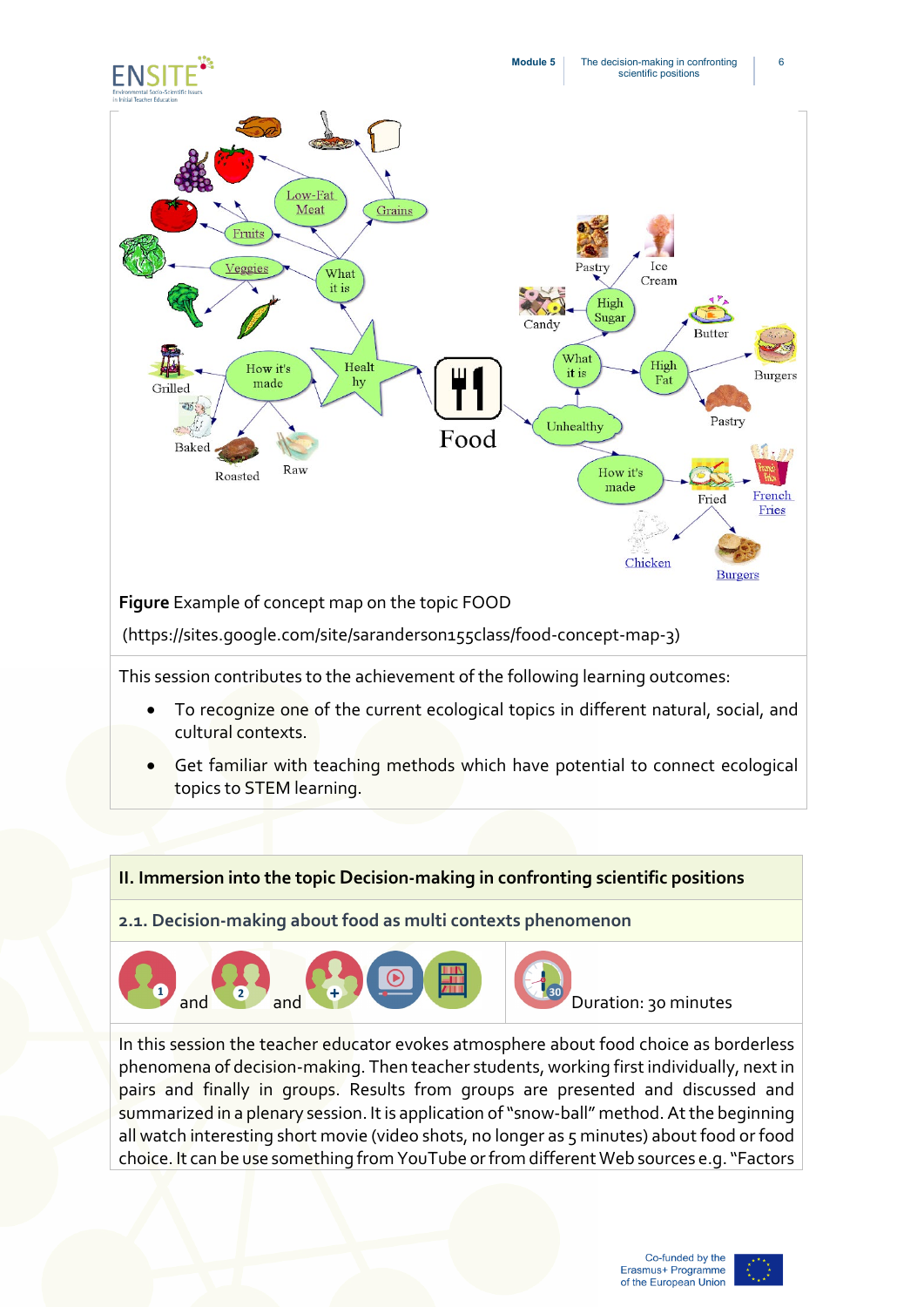**Figure** Example of concept map on the topic FOOD

(https://sites.google.com/site/saranderson155class/food-concept-map-3)

This session contributes to the achievement of the following learning outcomes:

- To recognize one of the current ecological topics in different natural, social, and cultural contexts.
- Get familiar with teaching methods which have potential to connect ecological topics to STEM learning.

## II. Immersion into the topic Decision-making in confronting scientific positions

### 2.1. Decision-making about food as multi contexts phenomenon

and and Duration: 30 minutes

In this session the teacher educator evokes atmosphere about food choice as borderless phenomena of decision-making. Then teacher students, working first individually, next in pairs and finally in groups. Results from groups are presented and discussed and summarized in a plenary session. It is application of "snow-ball" method. At the beginning all watch interesting short movie (video shots, no longer as 5 minutes) about food or food choice. It can be use something from YouTube or from different Web sources e.g. "Factors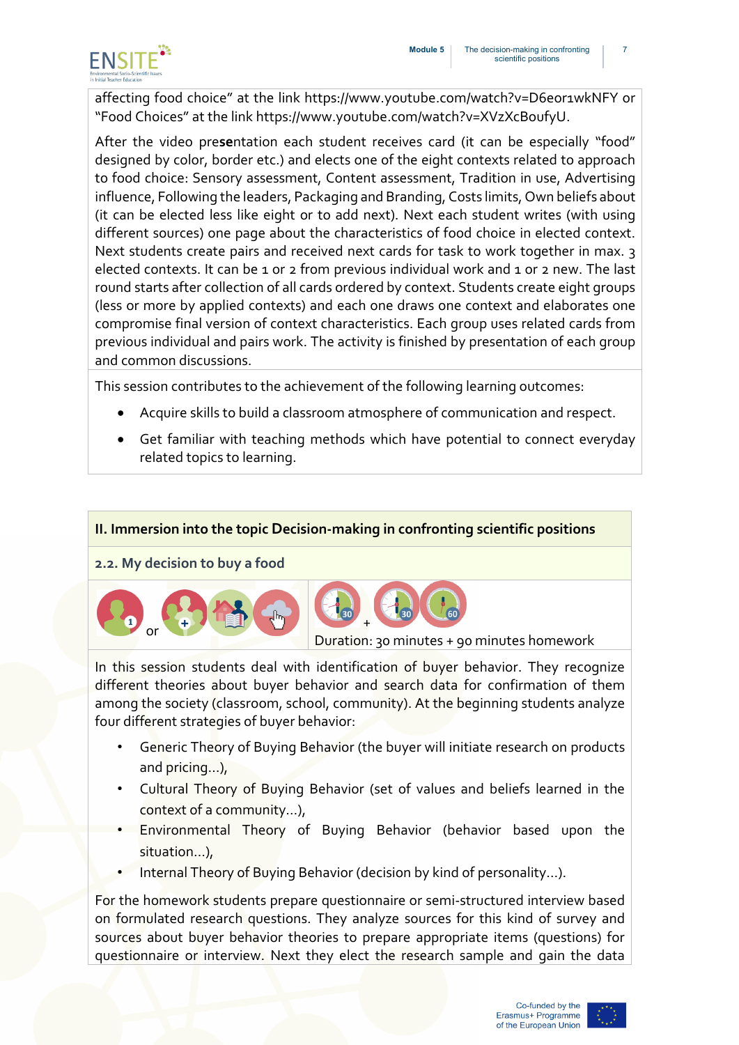affecting food choice" at the link https://www.youtube.com/watch?v=D6eor1wkNFY or "Food Choices" at the link https://www.youtube.com/watch?v=XVzXcBoufyU.

After the video presentation each student receives card (it can be especially "food" designed by color, border etc.) and elects one of the eight contexts related to approach to food choice: Sensory assessment, Content assessment, Tradition in use, Advertising influence, Following the leaders, Packaging and Branding, Costs limits, Own beliefs about (it can be elected less like eight or to add next). Next each student writes (with using different sources) one page about the characteristics of food choice in elected context. Next students create pairs and received next cards for task to work together in max. 3 elected contexts. It can be 1 or 2 from previous individual work and 1 or 2 new. The last round starts after collection of all cards ordered by context. Students create eight groups (less or more by applied contexts) and each one draws one context and elaborates one compromise final version of context characteristics. Each group uses related cards from previous individual and pairs work. The activity is finished by presentation of each group and common discussions.

This session contributes to the achievement of the following learning outcomes:

- Acquire skills to build a classroom atmosphere of communication and respect.
- Get familiar with teaching methods which have potential to connect everyday related topics to learning.

## II. Immersion into the topic Decision-making in confronting scientific positions

### 2.2. My decision to buy a food

or

Duration: 30 minutes + 90 minutes homework

In this session students deal with identification of buyer behavior. They recognize different theories about buyer behavior and search data for confirmation of them among the society (classroom, school, community). At the beginning students analyze four different strategies of buyer behavior:

- Generic Theory of Buying Behavior (the buyer will initiate research on products and pricing...),
- Cultural Theory of Buying Behavior (set of values and beliefs learned in the context of a community...),
- Environmental Theory of Buying Behavior (behavior based upon the situation...),
- Internal Theory of Buying Behavior (decision by kind of personality...).

For the homework students prepare questionnaire or semi-structured interview based on formulated research questions. They analyze sources for this kind of survey and sources about buyer behavior theories to prepare appropriate items (questions) for questionnaire or interview. Next they elect the research sample and gain the data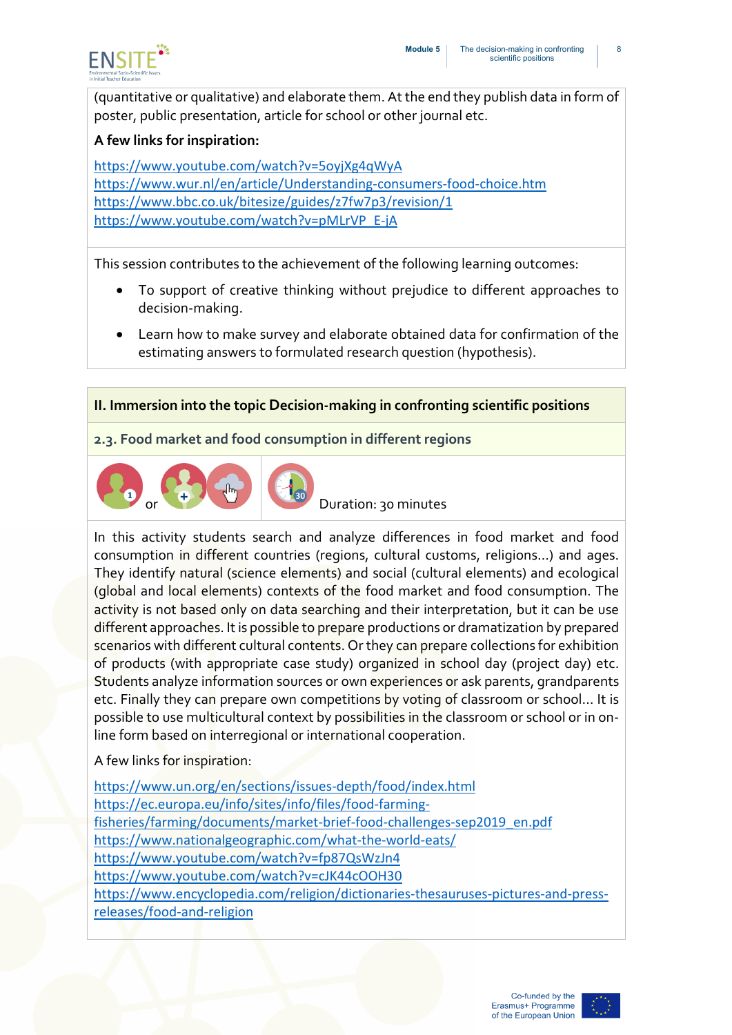(quantitative or qualitative) and elaborate them. At the end they publish data in form of poster, public presentation, article for school or other journal etc.

**A few links for inspiration:**

https://www.youtube.com/watch?v=5oyjXg4qWyA
https://www.wur.nl/en/article/Understanding-consumers-food-choice.htm
https://www.bbc.co.uk/bitesize/guides/z7fw7p3/revision/1
https://www.youtube.com/watch?v=pMLrVP_E-jA

This session contributes to the achievement of the following learning outcomes:

- To support of creative thinking without prejudice to different approaches to decision-making.
- Learn how to make survey and elaborate obtained data for confirmation of the estimating answers to formulated research question (hypothesis).

## II. Immersion into the topic Decision-making in confronting scientific positions

### 2.3. Food market and food consumption in different regions

or

Duration: 30 minutes

In this activity students search and analyze differences in food market and food consumption in different countries (regions, cultural customs, religions…) and ages. They identify natural (science elements) and social (cultural elements) and ecological (global and local elements) contexts of the food market and food consumption. The activity is not based only on data searching and their interpretation, but it can be use different approaches. It is possible to prepare productions or dramatization by prepared scenarios with different cultural contents. Or they can prepare collections for exhibition of products (with appropriate case study) organized in school day (project day) etc. Students analyze information sources or own experiences or ask parents, grandparents etc. Finally they can prepare own competitions by voting of classroom or school… It is possible to use multicultural context by possibilities in the classroom or school or in on-line form based on interregional or international cooperation.

A few links for inspiration:

https://www.un.org/en/sections/issues-depth/food/index.html
https://ec.europa.eu/info/sites/info/files/food-farming-fisheries/farming/documents/market-brief-food-challenges-sep2019_en.pdf
https://www.nationalgeographic.com/what-the-world-eats/
https://www.youtube.com/watch?v=fp87QsWzJn4
https://www.youtube.com/watch?v=cJK44cOOH30
https://www.encyclopedia.com/religion/dictionaries-thesauruses-pictures-and-press-releases/food-and-religion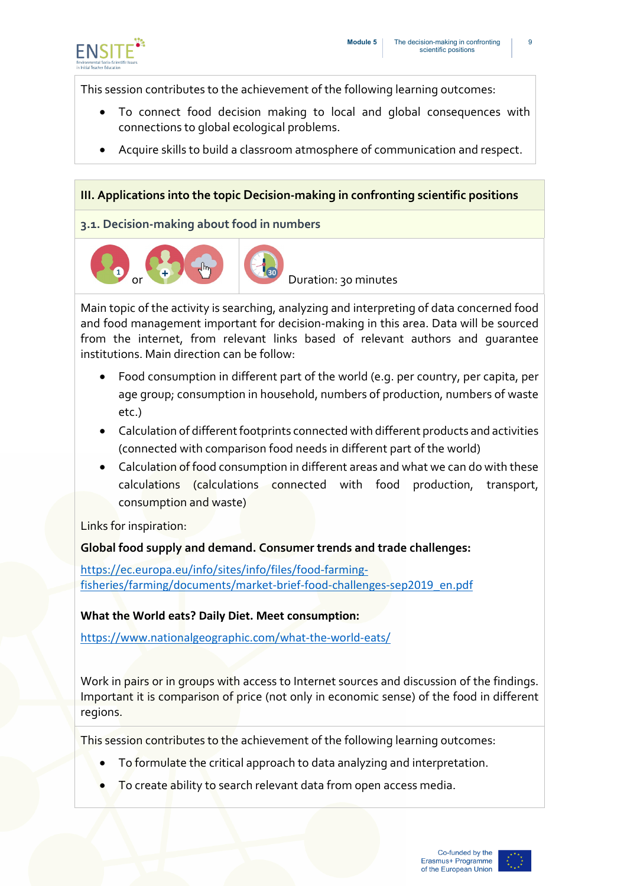This session contributes to the achievement of the following learning outcomes:

- To connect food decision making to local and global consequences with connections to global ecological problems.
- Acquire skills to build a classroom atmosphere of communication and respect.

## III. Applications into the topic Decision-making in confronting scientific positions

### 3.1. Decision-making about food in numbers

or Duration: 30 minutes

Main topic of the activity is searching, analyzing and interpreting of data concerned food and food management important for decision-making in this area. Data will be sourced from the internet, from relevant links based of relevant authors and guarantee institutions. Main direction can be follow:

- Food consumption in different part of the world (e.g. per country, per capita, per age group; consumption in household, numbers of production, numbers of waste etc.)
- Calculation of different footprints connected with different products and activities (connected with comparison food needs in different part of the world)
- Calculation of food consumption in different areas and what we can do with these calculations (calculations connected with food production, transport, consumption and waste)

Links for inspiration:

**Global food supply and demand. Consumer trends and trade challenges:**

https://ec.europa.eu/info/sites/info/files/food-farming-fisheries/farming/documents/market-brief-food-challenges-sep2019_en.pdf

**What the World eats? Daily Diet. Meet consumption:**

https://www.nationalgeographic.com/what-the-world-eats/

Work in pairs or in groups with access to Internet sources and discussion of the findings. Important it is comparison of price (not only in economic sense) of the food in different regions.

This session contributes to the achievement of the following learning outcomes:

- To formulate the critical approach to data analyzing and interpretation.
- To create ability to search relevant data from open access media.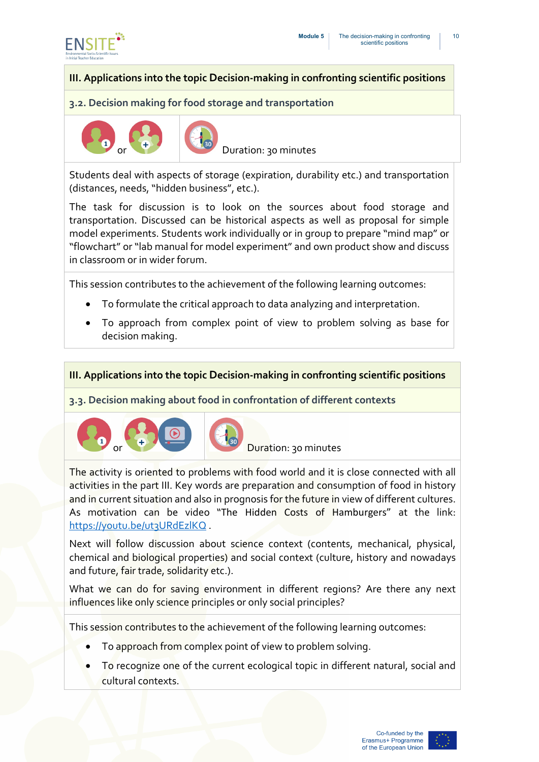## III. Applications into the topic Decision-making in confronting scientific positions

### 3.2. Decision making for food storage and transportation

or Duration: 30 minutes

Students deal with aspects of storage (expiration, durability etc.) and transportation (distances, needs, "hidden business", etc.).

The task for discussion is to look on the sources about food storage and transportation. Discussed can be historical aspects as well as proposal for simple model experiments. Students work individually or in group to prepare "mind map" or "flowchart" or "lab manual for model experiment" and own product show and discuss in classroom or in wider forum.

This session contributes to the achievement of the following learning outcomes:

- To formulate the critical approach to data analyzing and interpretation.
- To approach from complex point of view to problem solving as base for decision making.

## III. Applications into the topic Decision-making in confronting scientific positions

### 3.3. Decision making about food in confrontation of different contexts

or Duration: 30 minutes

The activity is oriented to problems with food world and it is close connected with all activities in the part III. Key words are preparation and consumption of food in history and in current situation and also in prognosis for the future in view of different cultures. As motivation can be video "The Hidden Costs of Hamburgers" at the link: https://youtu.be/ut3URdEzlKQ .

Next will follow discussion about science context (contents, mechanical, physical, chemical and biological properties) and social context (culture, history and nowadays and future, fair trade, solidarity etc.).

What we can do for saving environment in different regions? Are there any next influences like only science principles or only social principles?

This session contributes to the achievement of the following learning outcomes:

- To approach from complex point of view to problem solving.
- To recognize one of the current ecological topic in different natural, social and cultural contexts.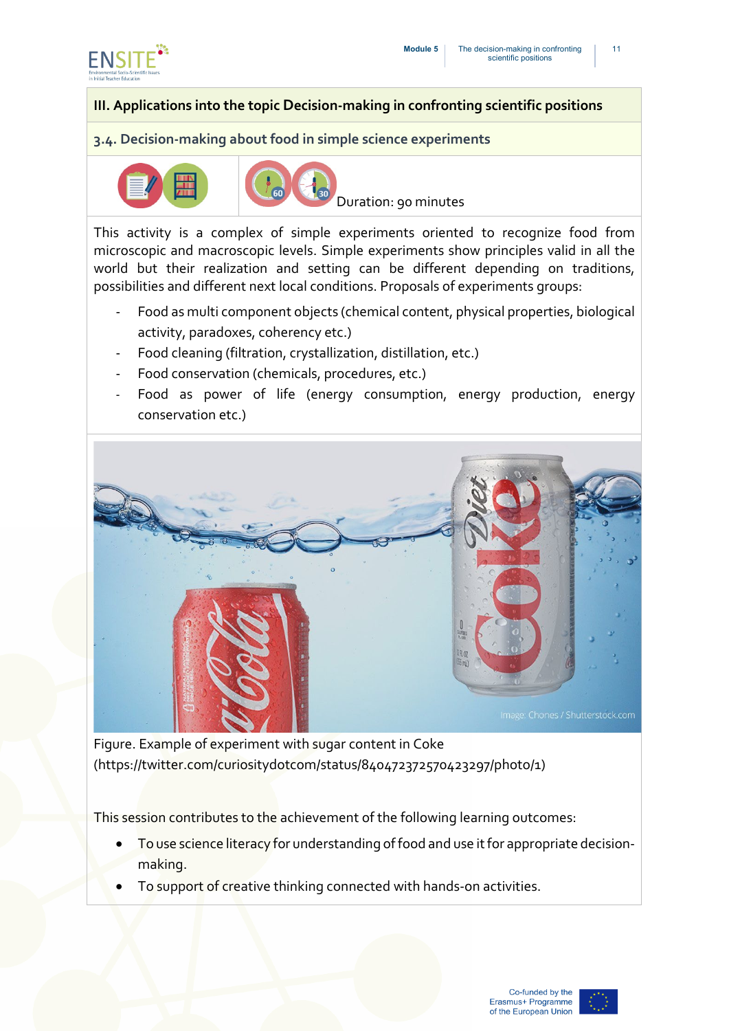## III. Applications into the topic Decision-making in confronting scientific positions

### 3.4. Decision-making about food in simple science experiments

Duration: 90 minutes

This activity is a complex of simple experiments oriented to recognize food from microscopic and macroscopic levels. Simple experiments show principles valid in all the world but their realization and setting can be different depending on traditions, possibilities and different next local conditions. Proposals of experiments groups:

- Food as multi component objects (chemical content, physical properties, biological activity, paradoxes, coherency etc.)
- Food cleaning (filtration, crystallization, distillation, etc.)
- Food conservation (chemicals, procedures, etc.)
- Food as power of life (energy consumption, energy production, energy conservation etc.)

Figure. Example of experiment with sugar content in Coke (https://twitter.com/curiositydotcom/status/840472372570423297/photo/1)

This session contributes to the achievement of the following learning outcomes:

- To use science literacy for understanding of food and use it for appropriate decision-making.
- To support of creative thinking connected with hands-on activities.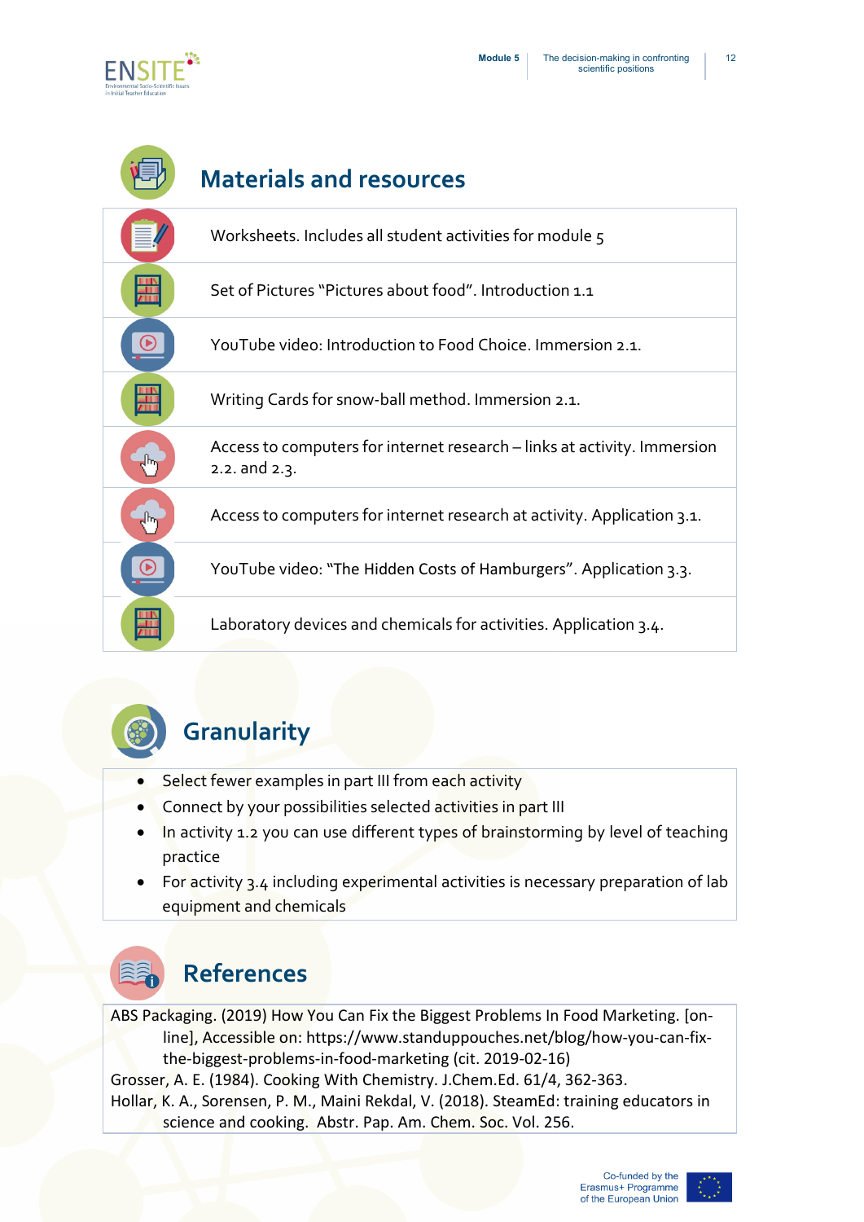## Materials and resources

| |
|---|
| Worksheets. Includes all student activities for module 5 |
| Set of Pictures "Pictures about food". Introduction 1.1 |
| YouTube video: Introduction to Food Choice. Immersion 2.1. |
| Writing Cards for snow-ball method. Immersion 2.1. |
| Access to computers for internet research – links at activity. Immersion 2.2. and 2.3. |
| Access to computers for internet research at activity. Application 3.1. |
| YouTube video: "The Hidden Costs of Hamburgers". Application 3.3. |
| Laboratory devices and chemicals for activities. Application 3.4. |

## Granularity

- Select fewer examples in part III from each activity
- Connect by your possibilities selected activities in part III
- In activity 1.2 you can use different types of brainstorming by level of teaching practice
- For activity 3.4 including experimental activities is necessary preparation of lab equipment and chemicals

## References

ABS Packaging. (2019) How You Can Fix the Biggest Problems In Food Marketing. [on-line], Accessible on: https://www.standuppouches.net/blog/how-you-can-fix-the-biggest-problems-in-food-marketing (cit. 2019-02-16)

Grosser, A. E. (1984). Cooking With Chemistry. J.Chem.Ed. 61/4, 362-363.

Hollar, K. A., Sorensen, P. M., Maini Rekdal, V. (2018). SteamEd: training educators in science and cooking. Abstr. Pap. Am. Chem. Soc. Vol. 256.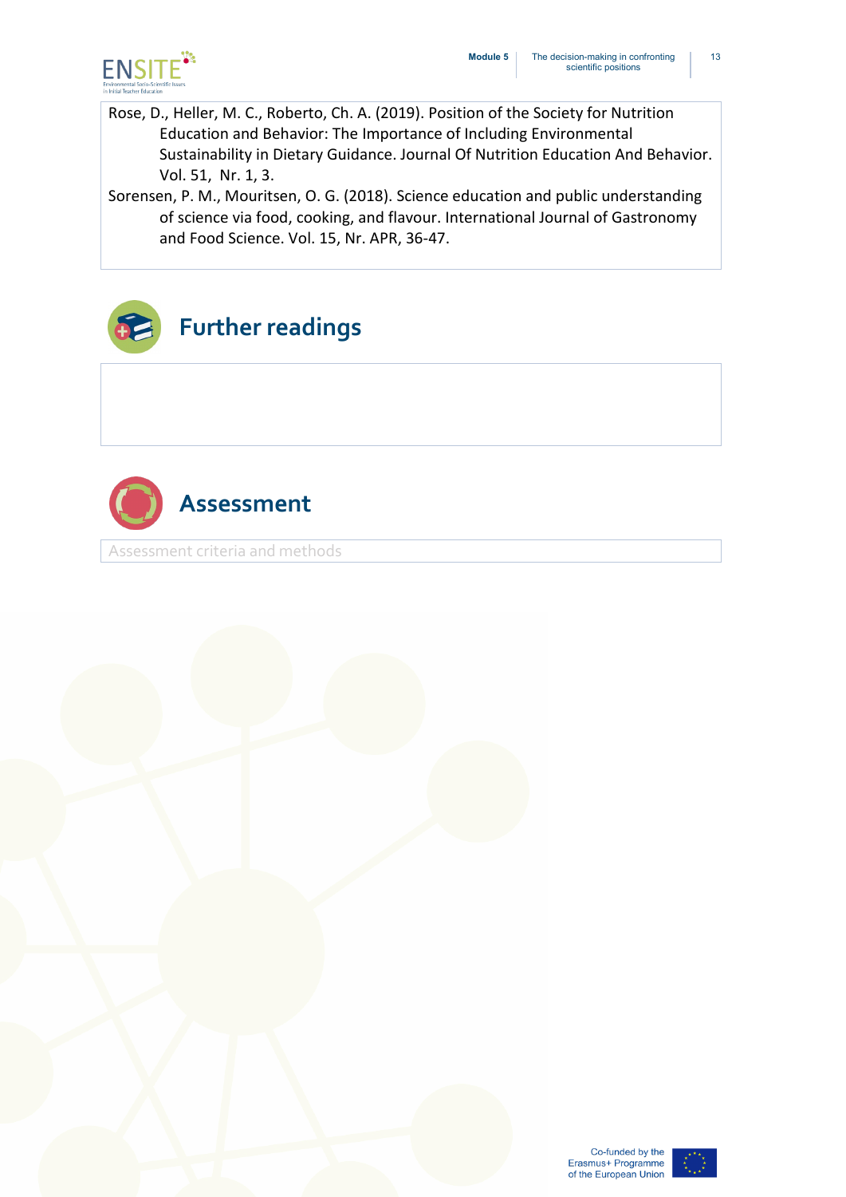Rose, D., Heller, M. C., Roberto, Ch. A. (2019). Position of the Society for Nutrition Education and Behavior: The Importance of Including Environmental Sustainability in Dietary Guidance. Journal Of Nutrition Education And Behavior. Vol. 51, Nr. 1, 3.

Sorensen, P. M., Mouritsen, O. G. (2018). Science education and public understanding of science via food, cooking, and flavour. International Journal of Gastronomy and Food Science. Vol. 15, Nr. APR, 36-47.

## Further readings

## Assessment

Assessment criteria and methods